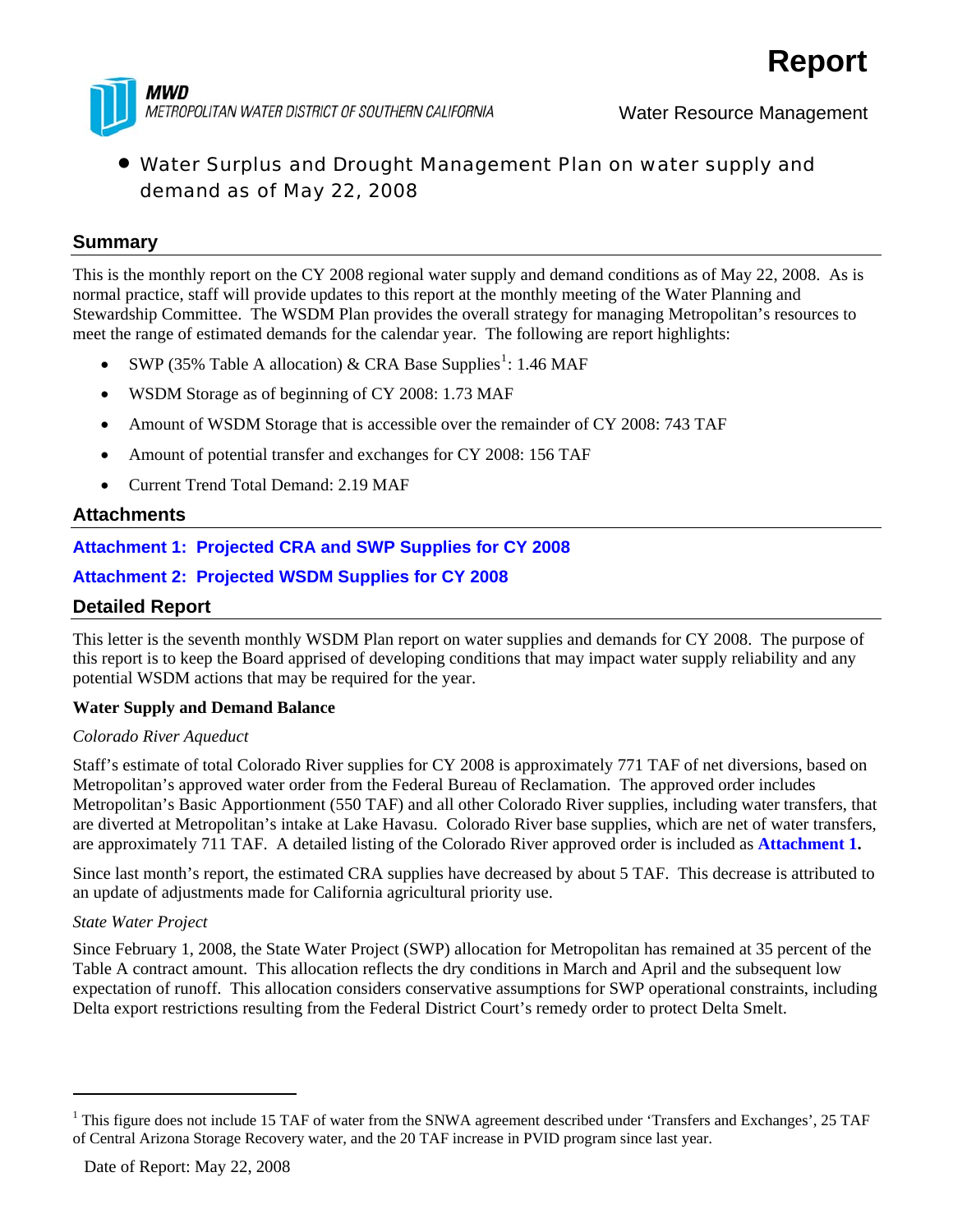# Report

**MWD**
METROPOLITAN WATER DISTRICT OF SOUTHERN CALIFORNIA

Water Resource Management

- Water Surplus and Drought Management Plan on water supply and demand as of May 22, 2008

## Summary

This is the monthly report on the CY 2008 regional water supply and demand conditions as of May 22, 2008. As is normal practice, staff will provide updates to this report at the monthly meeting of the Water Planning and Stewardship Committee. The WSDM Plan provides the overall strategy for managing Metropolitan's resources to meet the range of estimated demands for the calendar year. The following are report highlights:

- SWP (35% Table A allocation) & CRA Base Supplies[1]: 1.46 MAF
- WSDM Storage as of beginning of CY 2008: 1.73 MAF
- Amount of WSDM Storage that is accessible over the remainder of CY 2008: 743 TAF
- Amount of potential transfer and exchanges for CY 2008: 156 TAF
- Current Trend Total Demand: 2.19 MAF

## Attachments

**Attachment 1: Projected CRA and SWP Supplies for CY 2008**

**Attachment 2: Projected WSDM Supplies for CY 2008**

## Detailed Report

This letter is the seventh monthly WSDM Plan report on water supplies and demands for CY 2008. The purpose of this report is to keep the Board apprised of developing conditions that may impact water supply reliability and any potential WSDM actions that may be required for the year.

**Water Supply and Demand Balance**

*Colorado River Aqueduct*

Staff's estimate of total Colorado River supplies for CY 2008 is approximately 771 TAF of net diversions, based on Metropolitan's approved water order from the Federal Bureau of Reclamation. The approved order includes Metropolitan's Basic Apportionment (550 TAF) and all other Colorado River supplies, including water transfers, that are diverted at Metropolitan's intake at Lake Havasu. Colorado River base supplies, which are net of water transfers, are approximately 711 TAF. A detailed listing of the Colorado River approved order is included as **Attachment 1.**

Since last month's report, the estimated CRA supplies have decreased by about 5 TAF. This decrease is attributed to an update of adjustments made for California agricultural priority use.

*State Water Project*

Since February 1, 2008, the State Water Project (SWP) allocation for Metropolitan has remained at 35 percent of the Table A contract amount. This allocation reflects the dry conditions in March and April and the subsequent low expectation of runoff. This allocation considers conservative assumptions for SWP operational constraints, including Delta export restrictions resulting from the Federal District Court's remedy order to protect Delta Smelt.

---

[1] This figure does not include 15 TAF of water from the SNWA agreement described under 'Transfers and Exchanges', 25 TAF of Central Arizona Storage Recovery water, and the 20 TAF increase in PVID program since last year.

Date of Report: May 22, 2008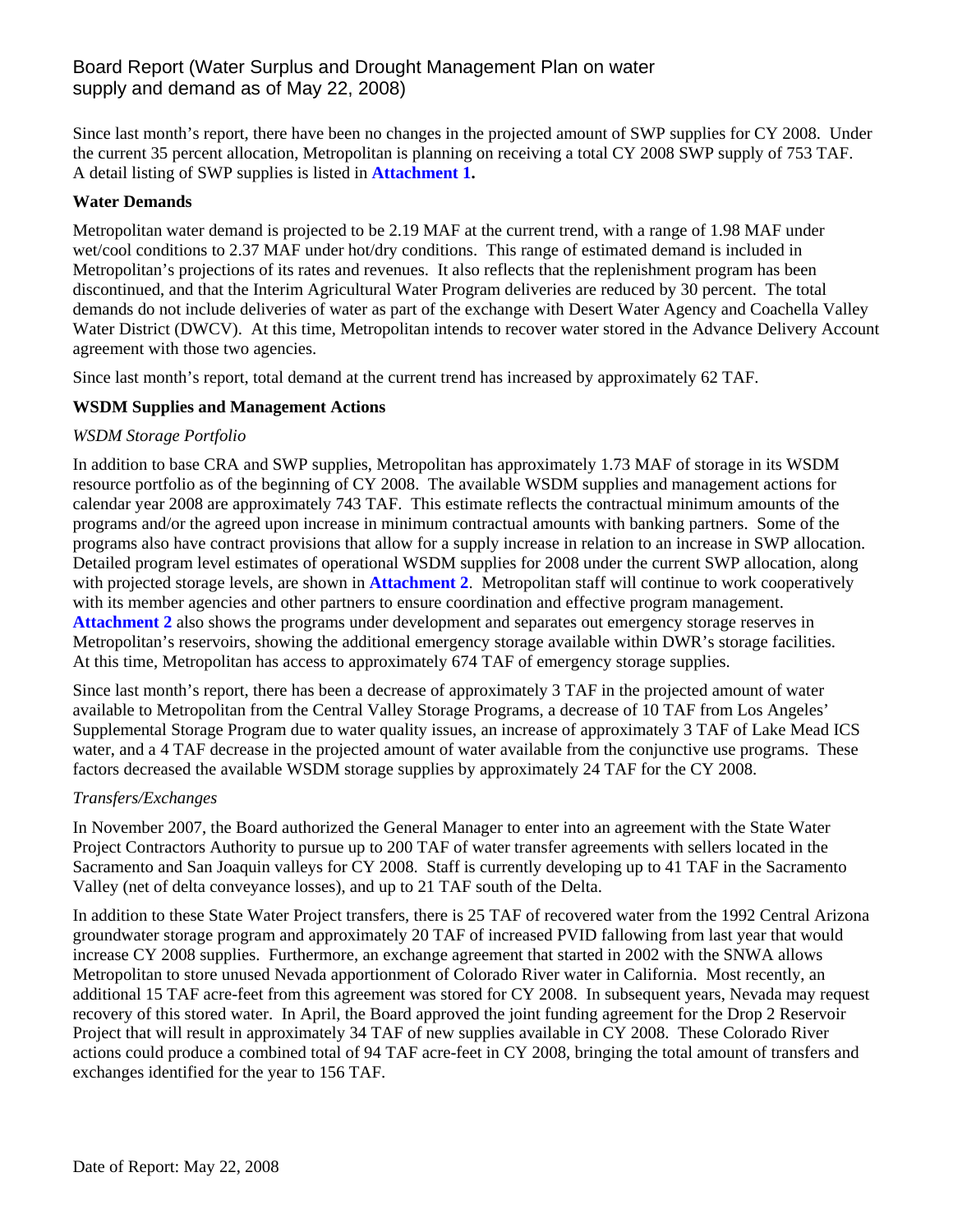# Board Report (Water Surplus and Drought Management Plan on water supply and demand as of May 22, 2008)

Since last month's report, there have been no changes in the projected amount of SWP supplies for CY 2008. Under the current 35 percent allocation, Metropolitan is planning on receiving a total CY 2008 SWP supply of 753 TAF. A detail listing of SWP supplies is listed in **Attachment 1.**

**Water Demands**

Metropolitan water demand is projected to be 2.19 MAF at the current trend, with a range of 1.98 MAF under wet/cool conditions to 2.37 MAF under hot/dry conditions. This range of estimated demand is included in Metropolitan's projections of its rates and revenues. It also reflects that the replenishment program has been discontinued, and that the Interim Agricultural Water Program deliveries are reduced by 30 percent. The total demands do not include deliveries of water as part of the exchange with Desert Water Agency and Coachella Valley Water District (DWCV). At this time, Metropolitan intends to recover water stored in the Advance Delivery Account agreement with those two agencies.

Since last month's report, total demand at the current trend has increased by approximately 62 TAF.

**WSDM Supplies and Management Actions**

*WSDM Storage Portfolio*

In addition to base CRA and SWP supplies, Metropolitan has approximately 1.73 MAF of storage in its WSDM resource portfolio as of the beginning of CY 2008. The available WSDM supplies and management actions for calendar year 2008 are approximately 743 TAF. This estimate reflects the contractual minimum amounts of the programs and/or the agreed upon increase in minimum contractual amounts with banking partners. Some of the programs also have contract provisions that allow for a supply increase in relation to an increase in SWP allocation. Detailed program level estimates of operational WSDM supplies for 2008 under the current SWP allocation, along with projected storage levels, are shown in **Attachment 2**. Metropolitan staff will continue to work cooperatively with its member agencies and other partners to ensure coordination and effective program management. **Attachment 2** also shows the programs under development and separates out emergency storage reserves in Metropolitan's reservoirs, showing the additional emergency storage available within DWR's storage facilities. At this time, Metropolitan has access to approximately 674 TAF of emergency storage supplies.

Since last month's report, there has been a decrease of approximately 3 TAF in the projected amount of water available to Metropolitan from the Central Valley Storage Programs, a decrease of 10 TAF from Los Angeles' Supplemental Storage Program due to water quality issues, an increase of approximately 3 TAF of Lake Mead ICS water, and a 4 TAF decrease in the projected amount of water available from the conjunctive use programs. These factors decreased the available WSDM storage supplies by approximately 24 TAF for the CY 2008.

*Transfers/Exchanges*

In November 2007, the Board authorized the General Manager to enter into an agreement with the State Water Project Contractors Authority to pursue up to 200 TAF of water transfer agreements with sellers located in the Sacramento and San Joaquin valleys for CY 2008. Staff is currently developing up to 41 TAF in the Sacramento Valley (net of delta conveyance losses), and up to 21 TAF south of the Delta.

In addition to these State Water Project transfers, there is 25 TAF of recovered water from the 1992 Central Arizona groundwater storage program and approximately 20 TAF of increased PVID fallowing from last year that would increase CY 2008 supplies. Furthermore, an exchange agreement that started in 2002 with the SNWA allows Metropolitan to store unused Nevada apportionment of Colorado River water in California. Most recently, an additional 15 TAF acre-feet from this agreement was stored for CY 2008. In subsequent years, Nevada may request recovery of this stored water. In April, the Board approved the joint funding agreement for the Drop 2 Reservoir Project that will result in approximately 34 TAF of new supplies available in CY 2008. These Colorado River actions could produce a combined total of 94 TAF acre-feet in CY 2008, bringing the total amount of transfers and exchanges identified for the year to 156 TAF.

Date of Report: May 22, 2008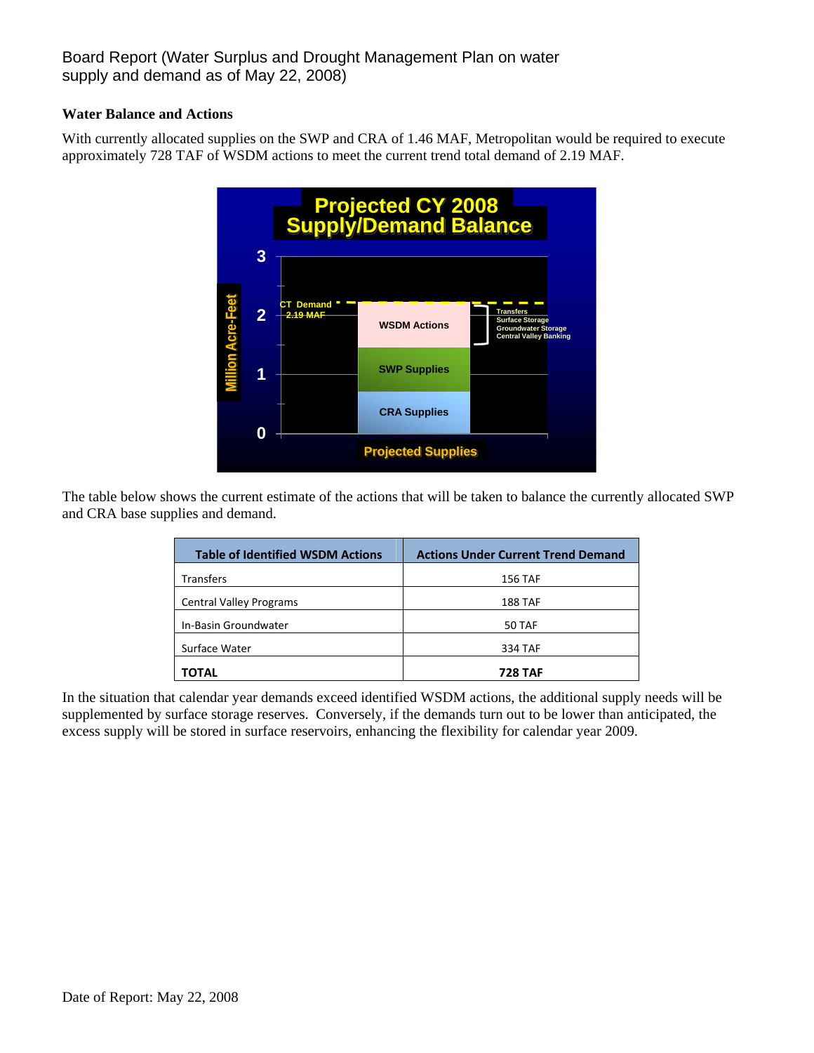**Water Balance and Actions**

With currently allocated supplies on the SWP and CRA of 1.46 MAF, Metropolitan would be required to execute approximately 728 TAF of WSDM actions to meet the current trend total demand of 2.19 MAF.

**Projected CY 2008 Supply/Demand Balance**

Million Acre-Feet

CT Demand 2.19 MAF

WSDM Actions (Transfers, Surface Storage, Groundwater Storage, Central Valley Banking)

SWP Supplies

CRA Supplies

Projected Supplies

The table below shows the current estimate of the actions that will be taken to balance the currently allocated SWP and CRA base supplies and demand.

| Table of Identified WSDM Actions | Actions Under Current Trend Demand |
|---|---|
| Transfers | 156 TAF |
| Central Valley Programs | 188 TAF |
| In-Basin Groundwater | 50 TAF |
| Surface Water | 334 TAF |
| **TOTAL** | **728 TAF** |

In the situation that calendar year demands exceed identified WSDM actions, the additional supply needs will be supplemented by surface storage reserves. Conversely, if the demands turn out to be lower than anticipated, the excess supply will be stored in surface reservoirs, enhancing the flexibility for calendar year 2009.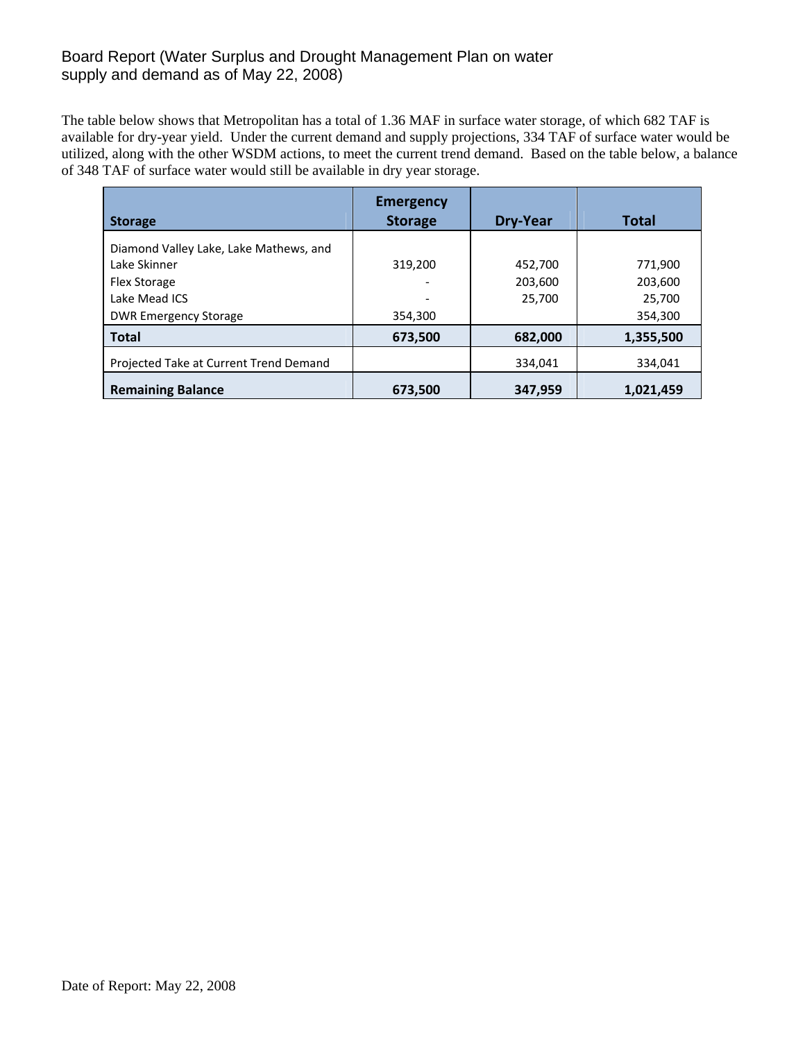# Board Report (Water Surplus and Drought Management Plan on water supply and demand as of May 22, 2008)

The table below shows that Metropolitan has a total of 1.36 MAF in surface water storage, of which 682 TAF is available for dry-year yield. Under the current demand and supply projections, 334 TAF of surface water would be utilized, along with the other WSDM actions, to meet the current trend demand. Based on the table below, a balance of 348 TAF of surface water would still be available in dry year storage.

| Storage | Emergency Storage | Dry-Year | Total |
|---|---|---|---|
| Diamond Valley Lake, Lake Mathews, and Lake Skinner | 319,200 | 452,700 | 771,900 |
| Flex Storage | - | 203,600 | 203,600 |
| Lake Mead ICS | - | 25,700 | 25,700 |
| DWR Emergency Storage | 354,300 | | 354,300 |
| **Total** | **673,500** | **682,000** | **1,355,500** |
| Projected Take at Current Trend Demand | | 334,041 | 334,041 |
| **Remaining Balance** | **673,500** | **347,959** | **1,021,459** |

Date of Report: May 22, 2008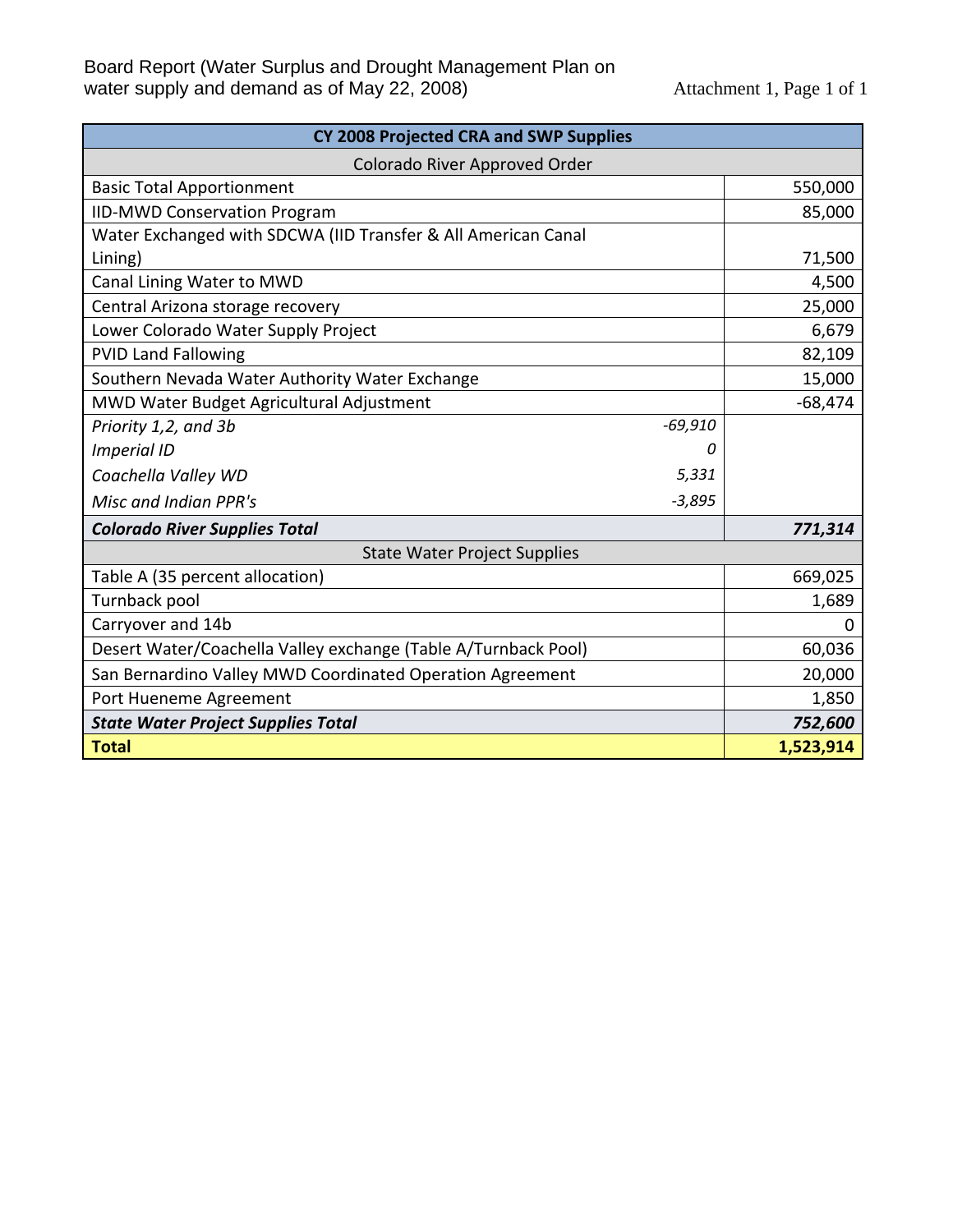Board Report (Water Surplus and Drought Management Plan on water supply and demand as of May 22, 2008)

Attachment 1, Page 1 of 1

| CY 2008 Projected CRA and SWP Supplies | | |
|---|---|---|
| Colorado River Approved Order | | |
| Basic Total Apportionment | | 550,000 |
| IID-MWD Conservation Program | | 85,000 |
| Water Exchanged with SDCWA (IID Transfer & All American Canal Lining) | | 71,500 |
| Canal Lining Water to MWD | | 4,500 |
| Central Arizona storage recovery | | 25,000 |
| Lower Colorado Water Supply Project | | 6,679 |
| PVID Land Fallowing | | 82,109 |
| Southern Nevada Water Authority Water Exchange | | 15,000 |
| MWD Water Budget Agricultural Adjustment | | -68,474 |
| *Priority 1,2, and 3b* | *-69,910* | |
| *Imperial ID* | *0* | |
| *Coachella Valley WD* | *5,331* | |
| *Misc and Indian PPR's* | *-3,895* | |
| ***Colorado River Supplies Total*** | | ***771,314*** |
| State Water Project Supplies | | |
| Table A (35 percent allocation) | | 669,025 |
| Turnback pool | | 1,689 |
| Carryover and 14b | | 0 |
| Desert Water/Coachella Valley exchange (Table A/Turnback Pool) | | 60,036 |
| San Bernardino Valley MWD Coordinated Operation Agreement | | 20,000 |
| Port Hueneme Agreement | | 1,850 |
| ***State Water Project Supplies Total*** | | ***752,600*** |
| **Total** | | **1,523,914** |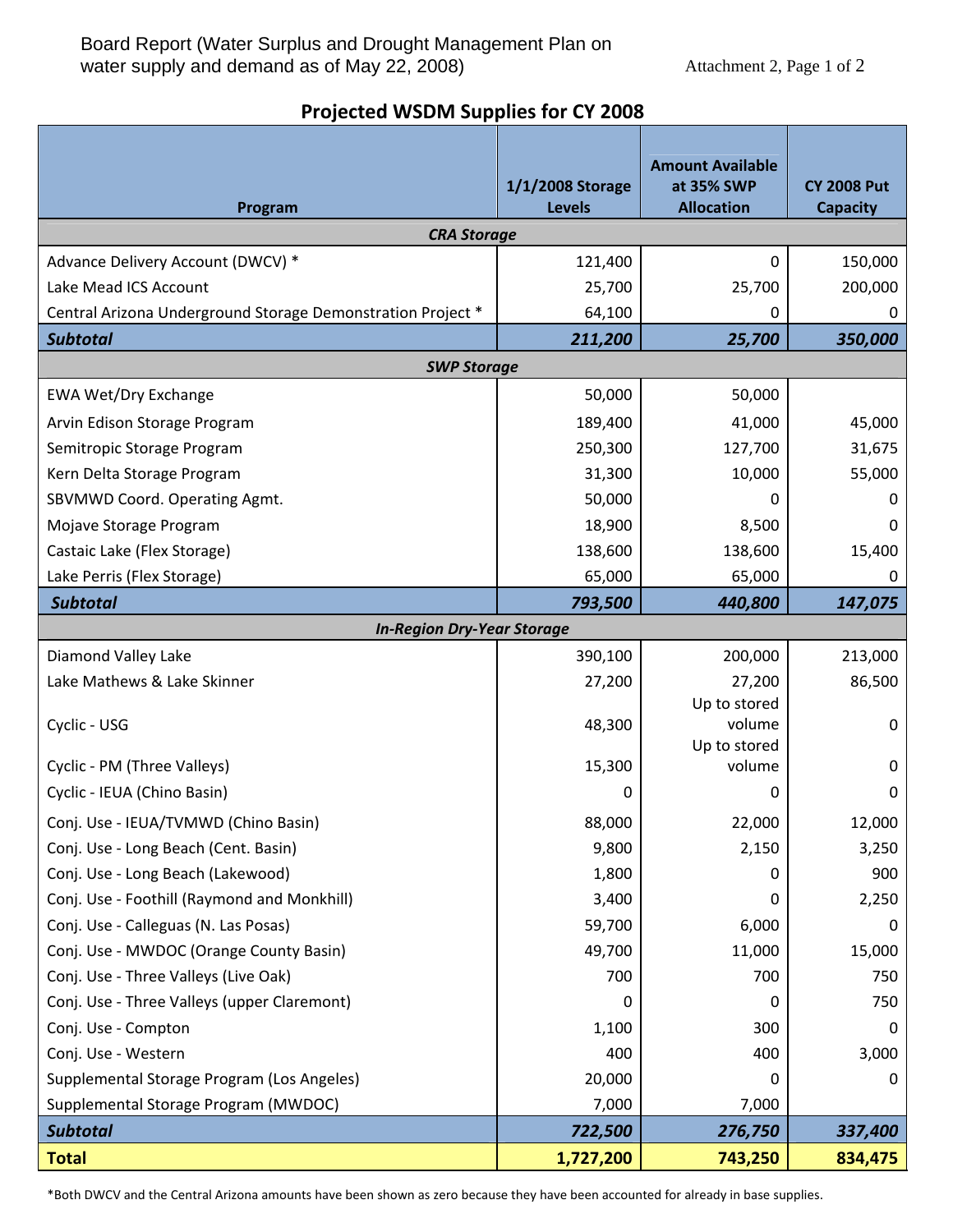Board Report (Water Surplus and Drought Management Plan on water supply and demand as of May 22, 2008)

Attachment 2, Page 1 of 2

## Projected WSDM Supplies for CY 2008

| Program | 1/1/2008 Storage Levels | Amount Available at 35% SWP Allocation | CY 2008 Put Capacity |
|---|---|---|---|
| ***CRA Storage*** | | | |
| Advance Delivery Account (DWCV) * | 121,400 | 0 | 150,000 |
| Lake Mead ICS Account | 25,700 | 25,700 | 200,000 |
| Central Arizona Underground Storage Demonstration Project * | 64,100 | 0 | 0 |
| ***Subtotal*** | ***211,200*** | ***25,700*** | ***350,000*** |
| ***SWP Storage*** | | | |
| EWA Wet/Dry Exchange | 50,000 | 50,000 | |
| Arvin Edison Storage Program | 189,400 | 41,000 | 45,000 |
| Semitropic Storage Program | 250,300 | 127,700 | 31,675 |
| Kern Delta Storage Program | 31,300 | 10,000 | 55,000 |
| SBVMWD Coord. Operating Agmt. | 50,000 | 0 | 0 |
| Mojave Storage Program | 18,900 | 8,500 | 0 |
| Castaic Lake (Flex Storage) | 138,600 | 138,600 | 15,400 |
| Lake Perris (Flex Storage) | 65,000 | 65,000 | 0 |
| ***Subtotal*** | ***793,500*** | ***440,800*** | ***147,075*** |
| ***In-Region Dry-Year Storage*** | | | |
| Diamond Valley Lake | 390,100 | 200,000 | 213,000 |
| Lake Mathews & Lake Skinner | 27,200 | 27,200 | 86,500 |
| Cyclic - USG | 48,300 | Up to stored volume | 0 |
| Cyclic - PM (Three Valleys) | 15,300 | Up to stored volume | 0 |
| Cyclic - IEUA (Chino Basin) | 0 | 0 | 0 |
| Conj. Use - IEUA/TVMWD (Chino Basin) | 88,000 | 22,000 | 12,000 |
| Conj. Use - Long Beach (Cent. Basin) | 9,800 | 2,150 | 3,250 |
| Conj. Use - Long Beach (Lakewood) | 1,800 | 0 | 900 |
| Conj. Use - Foothill (Raymond and Monkhill) | 3,400 | 0 | 2,250 |
| Conj. Use - Calleguas (N. Las Posas) | 59,700 | 6,000 | 0 |
| Conj. Use - MWDOC (Orange County Basin) | 49,700 | 11,000 | 15,000 |
| Conj. Use - Three Valleys (Live Oak) | 700 | 700 | 750 |
| Conj. Use - Three Valleys (upper Claremont) | 0 | 0 | 750 |
| Conj. Use - Compton | 1,100 | 300 | 0 |
| Conj. Use - Western | 400 | 400 | 3,000 |
| Supplemental Storage Program (Los Angeles) | 20,000 | 0 | 0 |
| Supplemental Storage Program (MWDOC) | 7,000 | 7,000 | |
| ***Subtotal*** | ***722,500*** | ***276,750*** | ***337,400*** |
| **Total** | **1,727,200** | **743,250** | **834,475** |

*Both DWCV and the Central Arizona amounts have been shown as zero because they have been accounted for already in base supplies.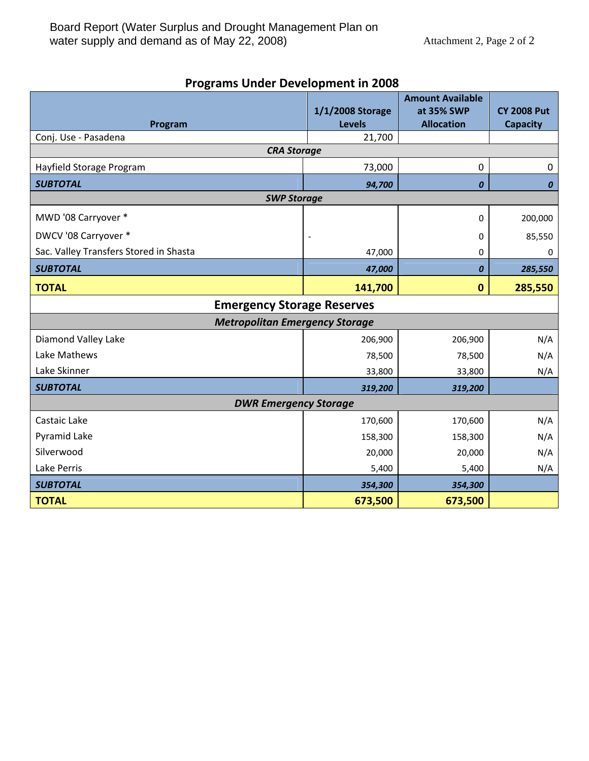Board Report (Water Surplus and Drought Management Plan on water supply and demand as of May 22, 2008)

Attachment 2, Page 2 of 2

## Programs Under Development in 2008

| Program | 1/1/2008 Storage Levels | Amount Available at 35% SWP Allocation | CY 2008 Put Capacity |
|---|---|---|---|
| Conj. Use - Pasadena | 21,700 | | |
| ***CRA Storage*** | | | |
| Hayfield Storage Program | 73,000 | 0 | 0 |
| ***SUBTOTAL*** | ***94,700*** | ***0*** | ***0*** |
| ***SWP Storage*** | | | |
| MWD '08 Carryover * | | 0 | 200,000 |
| DWCV '08 Carryover * | - | 0 | 85,550 |
| Sac. Valley Transfers Stored in Shasta | 47,000 | 0 | 0 |
| ***SUBTOTAL*** | ***47,000*** | ***0*** | ***285,550*** |
| **TOTAL** | **141,700** | **0** | **285,550** |

## Emergency Storage Reserves

| Program | 1/1/2008 Storage Levels | Amount Available at 35% SWP Allocation | CY 2008 Put Capacity |
|---|---|---|---|
| ***Metropolitan Emergency Storage*** | | | |
| Diamond Valley Lake | 206,900 | 206,900 | N/A |
| Lake Mathews | 78,500 | 78,500 | N/A |
| Lake Skinner | 33,800 | 33,800 | N/A |
| ***SUBTOTAL*** | ***319,200*** | ***319,200*** | |
| ***DWR Emergency Storage*** | | | |
| Castaic Lake | 170,600 | 170,600 | N/A |
| Pyramid Lake | 158,300 | 158,300 | N/A |
| Silverwood | 20,000 | 20,000 | N/A |
| Lake Perris | 5,400 | 5,400 | N/A |
| ***SUBTOTAL*** | ***354,300*** | ***354,300*** | |
| **TOTAL** | **673,500** | **673,500** | |